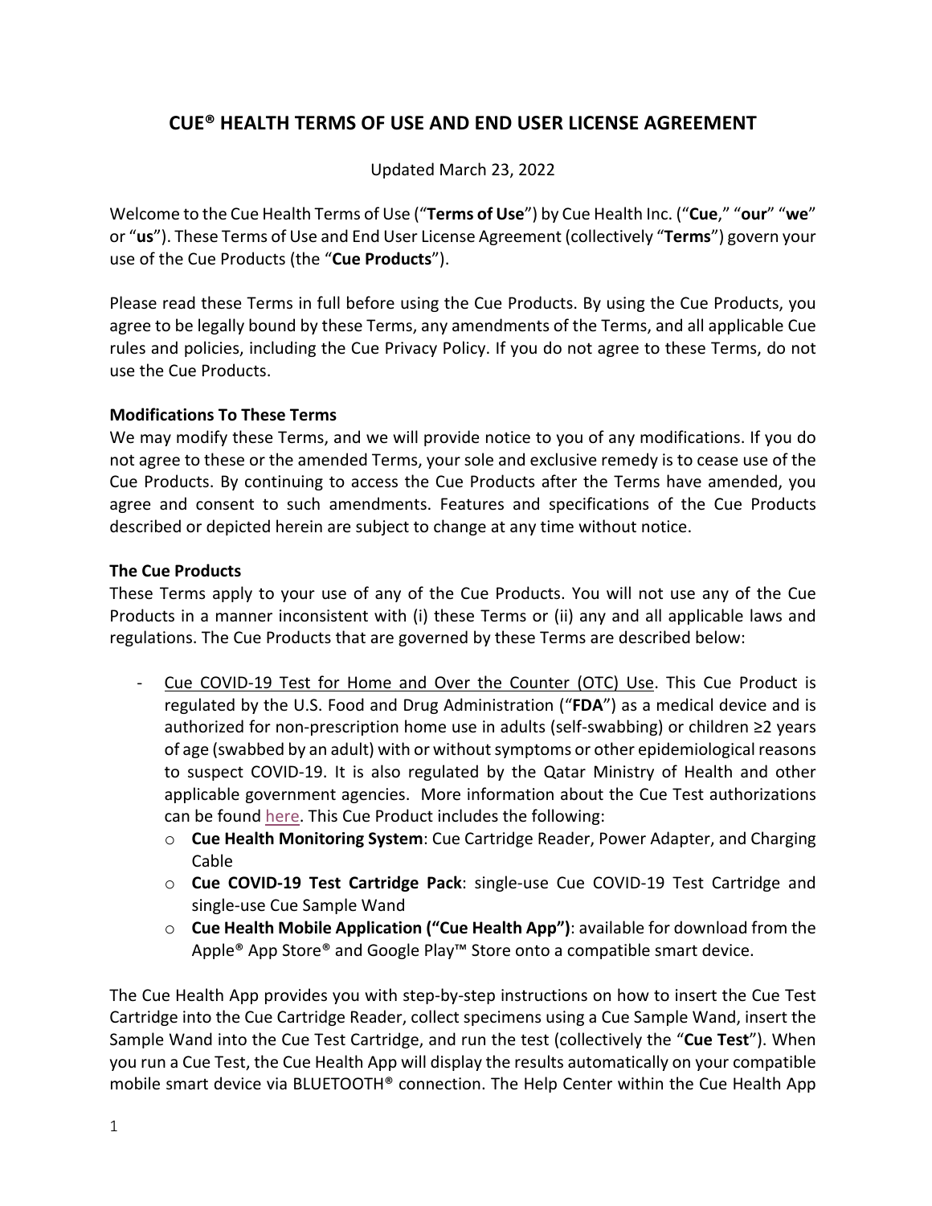# CUE® HEALTH TERMS OF USE AND END USER LICENSE AGREEMENT

Updated March 23, 2022

Welcome to the Cue Health Terms of Use ("**Terms of Use**") by Cue Health Inc. ("**Cue**," "**our**" "**we**" or "**us**"). These Terms of Use and End User License Agreement (collectively "**Terms**") govern your use of the Cue Products (the "**Cue Products**").

Please read these Terms in full before using the Cue Products. By using the Cue Products, you agree to be legally bound by these Terms, any amendments of the Terms, and all applicable Cue rules and policies, including the Cue Privacy Policy. If you do not agree to these Terms, do not use the Cue Products.

**Modifications To These Terms**

We may modify these Terms, and we will provide notice to you of any modifications. If you do not agree to these or the amended Terms, your sole and exclusive remedy is to cease use of the Cue Products. By continuing to access the Cue Products after the Terms have amended, you agree and consent to such amendments. Features and specifications of the Cue Products described or depicted herein are subject to change at any time without notice.

**The Cue Products**

These Terms apply to your use of any of the Cue Products. You will not use any of the Cue Products in a manner inconsistent with (i) these Terms or (ii) any and all applicable laws and regulations. The Cue Products that are governed by these Terms are described below:

- Cue COVID-19 Test for Home and Over the Counter (OTC) Use. This Cue Product is regulated by the U.S. Food and Drug Administration ("**FDA**") as a medical device and is authorized for non-prescription home use in adults (self-swabbing) or children ≥2 years of age (swabbed by an adult) with or without symptoms or other epidemiological reasons to suspect COVID-19. It is also regulated by the Qatar Ministry of Health and other applicable government agencies. More information about the Cue Test authorizations can be found here. This Cue Product includes the following:
  - **Cue Health Monitoring System**: Cue Cartridge Reader, Power Adapter, and Charging Cable
  - **Cue COVID-19 Test Cartridge Pack**: single-use Cue COVID-19 Test Cartridge and single-use Cue Sample Wand
  - **Cue Health Mobile Application ("Cue Health App")**: available for download from the Apple® App Store® and Google Play™ Store onto a compatible smart device.

The Cue Health App provides you with step-by-step instructions on how to insert the Cue Test Cartridge into the Cue Cartridge Reader, collect specimens using a Cue Sample Wand, insert the Sample Wand into the Cue Test Cartridge, and run the test (collectively the "**Cue Test**"). When you run a Cue Test, the Cue Health App will display the results automatically on your compatible mobile smart device via BLUETOOTH® connection. The Help Center within the Cue Health App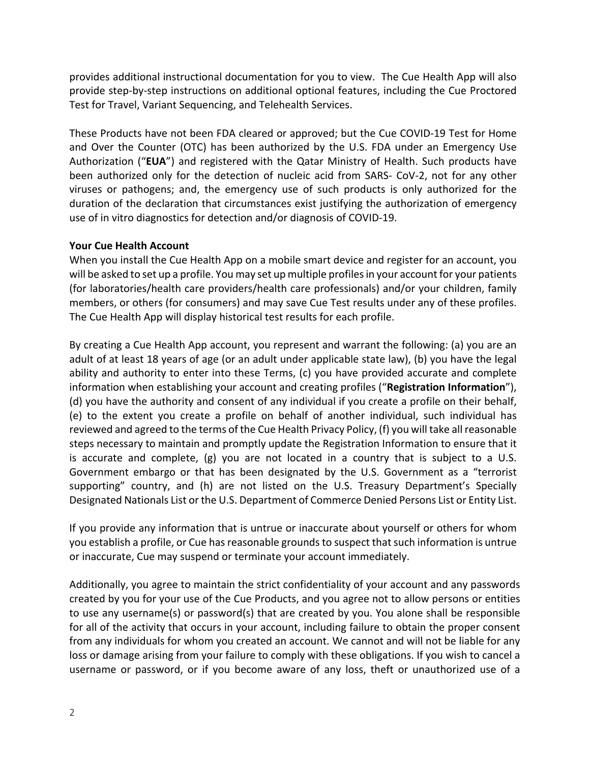provides additional instructional documentation for you to view. The Cue Health App will also provide step-by-step instructions on additional optional features, including the Cue Proctored Test for Travel, Variant Sequencing, and Telehealth Services.

These Products have not been FDA cleared or approved; but the Cue COVID-19 Test for Home and Over the Counter (OTC) has been authorized by the U.S. FDA under an Emergency Use Authorization ("**EUA**") and registered with the Qatar Ministry of Health. Such products have been authorized only for the detection of nucleic acid from SARS- CoV-2, not for any other viruses or pathogens; and, the emergency use of such products is only authorized for the duration of the declaration that circumstances exist justifying the authorization of emergency use of in vitro diagnostics for detection and/or diagnosis of COVID-19.

**Your Cue Health Account**

When you install the Cue Health App on a mobile smart device and register for an account, you will be asked to set up a profile. You may set up multiple profiles in your account for your patients (for laboratories/health care providers/health care professionals) and/or your children, family members, or others (for consumers) and may save Cue Test results under any of these profiles. The Cue Health App will display historical test results for each profile.

By creating a Cue Health App account, you represent and warrant the following: (a) you are an adult of at least 18 years of age (or an adult under applicable state law), (b) you have the legal ability and authority to enter into these Terms, (c) you have provided accurate and complete information when establishing your account and creating profiles ("**Registration Information**"), (d) you have the authority and consent of any individual if you create a profile on their behalf, (e) to the extent you create a profile on behalf of another individual, such individual has reviewed and agreed to the terms of the Cue Health Privacy Policy, (f) you will take all reasonable steps necessary to maintain and promptly update the Registration Information to ensure that it is accurate and complete, (g) you are not located in a country that is subject to a U.S. Government embargo or that has been designated by the U.S. Government as a "terrorist supporting" country, and (h) are not listed on the U.S. Treasury Department's Specially Designated Nationals List or the U.S. Department of Commerce Denied Persons List or Entity List.

If you provide any information that is untrue or inaccurate about yourself or others for whom you establish a profile, or Cue has reasonable grounds to suspect that such information is untrue or inaccurate, Cue may suspend or terminate your account immediately.

Additionally, you agree to maintain the strict confidentiality of your account and any passwords created by you for your use of the Cue Products, and you agree not to allow persons or entities to use any username(s) or password(s) that are created by you. You alone shall be responsible for all of the activity that occurs in your account, including failure to obtain the proper consent from any individuals for whom you created an account. We cannot and will not be liable for any loss or damage arising from your failure to comply with these obligations. If you wish to cancel a username or password, or if you become aware of any loss, theft or unauthorized use of a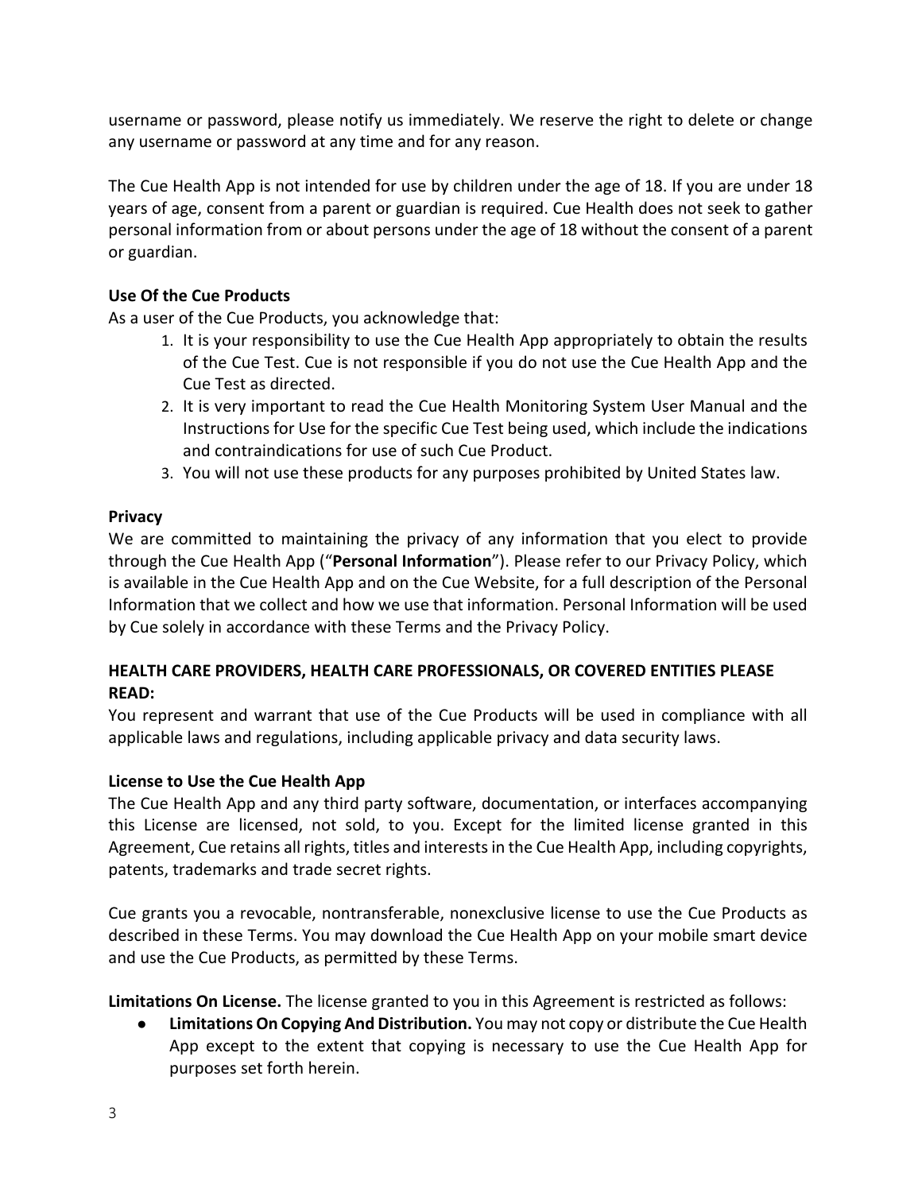username or password, please notify us immediately. We reserve the right to delete or change any username or password at any time and for any reason.

The Cue Health App is not intended for use by children under the age of 18. If you are under 18 years of age, consent from a parent or guardian is required. Cue Health does not seek to gather personal information from or about persons under the age of 18 without the consent of a parent or guardian.

**Use Of the Cue Products**

As a user of the Cue Products, you acknowledge that:

1. It is your responsibility to use the Cue Health App appropriately to obtain the results of the Cue Test. Cue is not responsible if you do not use the Cue Health App and the Cue Test as directed.
2. It is very important to read the Cue Health Monitoring System User Manual and the Instructions for Use for the specific Cue Test being used, which include the indications and contraindications for use of such Cue Product.
3. You will not use these products for any purposes prohibited by United States law.

**Privacy**

We are committed to maintaining the privacy of any information that you elect to provide through the Cue Health App ("**Personal Information**"). Please refer to our Privacy Policy, which is available in the Cue Health App and on the Cue Website, for a full description of the Personal Information that we collect and how we use that information. Personal Information will be used by Cue solely in accordance with these Terms and the Privacy Policy.

**HEALTH CARE PROVIDERS, HEALTH CARE PROFESSIONALS, OR COVERED ENTITIES PLEASE READ:**

You represent and warrant that use of the Cue Products will be used in compliance with all applicable laws and regulations, including applicable privacy and data security laws.

**License to Use the Cue Health App**

The Cue Health App and any third party software, documentation, or interfaces accompanying this License are licensed, not sold, to you. Except for the limited license granted in this Agreement, Cue retains all rights, titles and interests in the Cue Health App, including copyrights, patents, trademarks and trade secret rights.

Cue grants you a revocable, nontransferable, nonexclusive license to use the Cue Products as described in these Terms. You may download the Cue Health App on your mobile smart device and use the Cue Products, as permitted by these Terms.

**Limitations On License.** The license granted to you in this Agreement is restricted as follows:

- **Limitations On Copying And Distribution.** You may not copy or distribute the Cue Health App except to the extent that copying is necessary to use the Cue Health App for purposes set forth herein.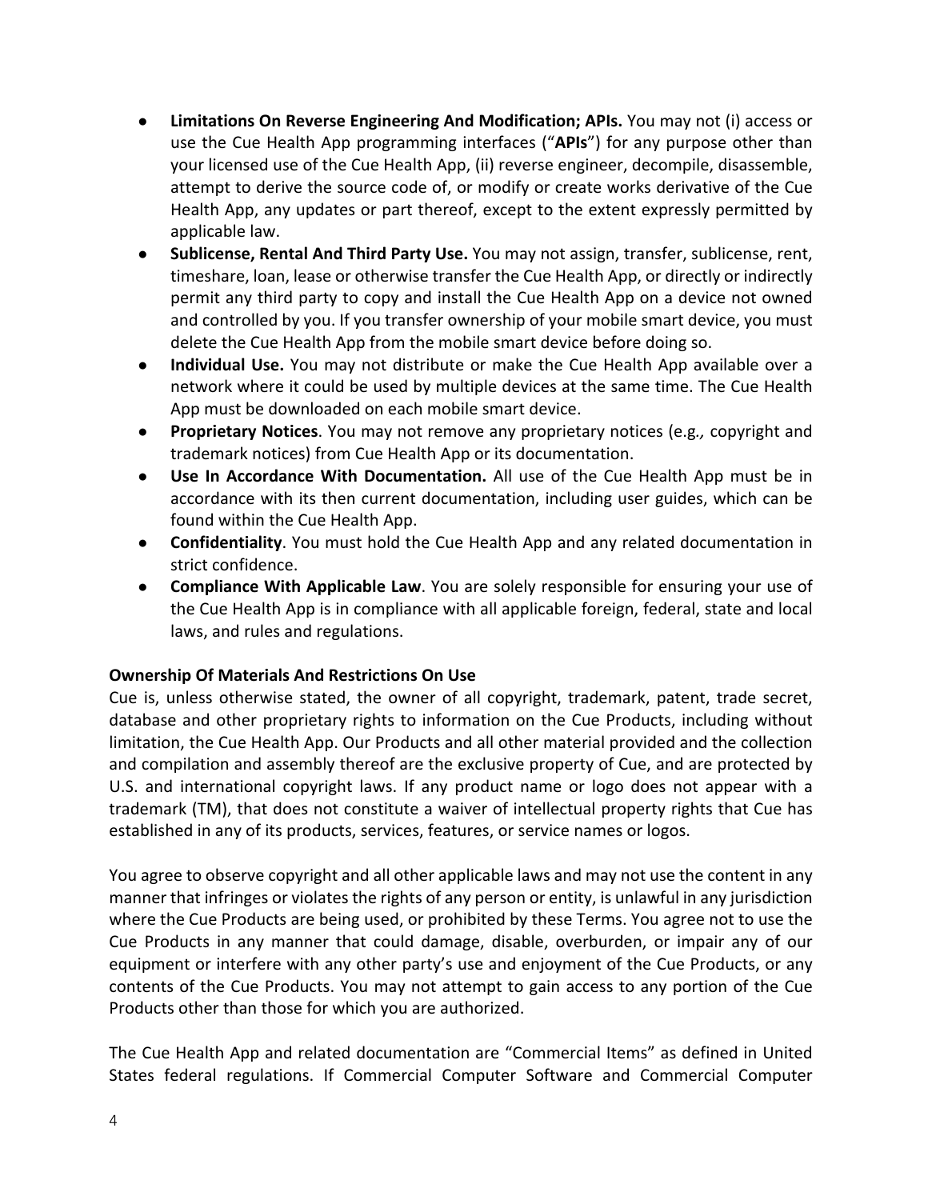- **Limitations On Reverse Engineering And Modification; APIs.** You may not (i) access or use the Cue Health App programming interfaces ("**APIs**") for any purpose other than your licensed use of the Cue Health App, (ii) reverse engineer, decompile, disassemble, attempt to derive the source code of, or modify or create works derivative of the Cue Health App, any updates or part thereof, except to the extent expressly permitted by applicable law.
- **Sublicense, Rental And Third Party Use.** You may not assign, transfer, sublicense, rent, timeshare, loan, lease or otherwise transfer the Cue Health App, or directly or indirectly permit any third party to copy and install the Cue Health App on a device not owned and controlled by you. If you transfer ownership of your mobile smart device, you must delete the Cue Health App from the mobile smart device before doing so.
- **Individual Use.** You may not distribute or make the Cue Health App available over a network where it could be used by multiple devices at the same time. The Cue Health App must be downloaded on each mobile smart device.
- **Proprietary Notices**. You may not remove any proprietary notices (e.g.*,* copyright and trademark notices) from Cue Health App or its documentation.
- **Use In Accordance With Documentation.** All use of the Cue Health App must be in accordance with its then current documentation, including user guides, which can be found within the Cue Health App.
- **Confidentiality**. You must hold the Cue Health App and any related documentation in strict confidence.
- **Compliance With Applicable Law**. You are solely responsible for ensuring your use of the Cue Health App is in compliance with all applicable foreign, federal, state and local laws, and rules and regulations.

**Ownership Of Materials And Restrictions On Use**

Cue is, unless otherwise stated, the owner of all copyright, trademark, patent, trade secret, database and other proprietary rights to information on the Cue Products, including without limitation, the Cue Health App. Our Products and all other material provided and the collection and compilation and assembly thereof are the exclusive property of Cue, and are protected by U.S. and international copyright laws. If any product name or logo does not appear with a trademark (TM), that does not constitute a waiver of intellectual property rights that Cue has established in any of its products, services, features, or service names or logos.

You agree to observe copyright and all other applicable laws and may not use the content in any manner that infringes or violates the rights of any person or entity, is unlawful in any jurisdiction where the Cue Products are being used, or prohibited by these Terms. You agree not to use the Cue Products in any manner that could damage, disable, overburden, or impair any of our equipment or interfere with any other party's use and enjoyment of the Cue Products, or any contents of the Cue Products. You may not attempt to gain access to any portion of the Cue Products other than those for which you are authorized.

The Cue Health App and related documentation are "Commercial Items" as defined in United States federal regulations. If Commercial Computer Software and Commercial Computer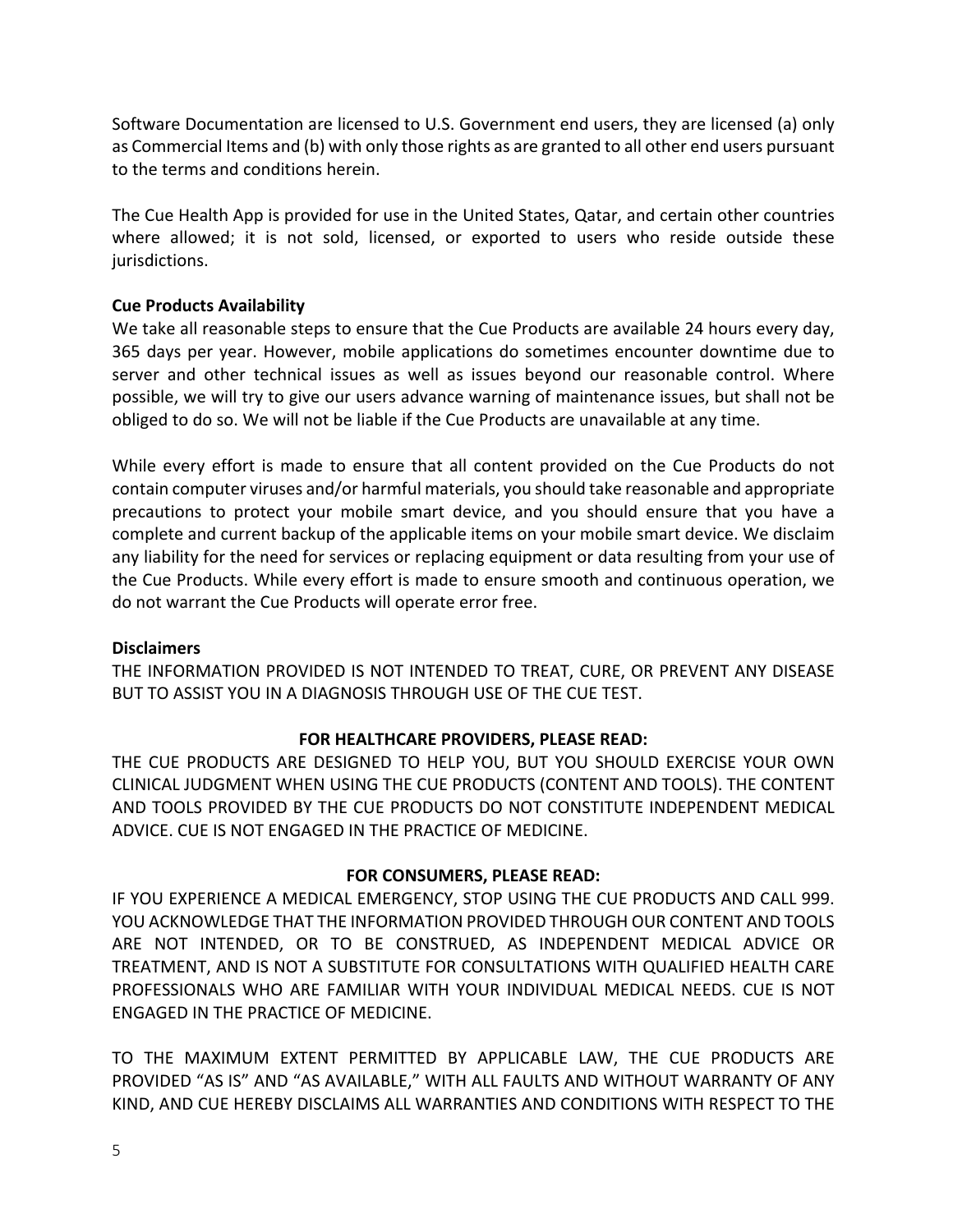Software Documentation are licensed to U.S. Government end users, they are licensed (a) only as Commercial Items and (b) with only those rights as are granted to all other end users pursuant to the terms and conditions herein.

The Cue Health App is provided for use in the United States, Qatar, and certain other countries where allowed; it is not sold, licensed, or exported to users who reside outside these jurisdictions.

**Cue Products Availability**

We take all reasonable steps to ensure that the Cue Products are available 24 hours every day, 365 days per year. However, mobile applications do sometimes encounter downtime due to server and other technical issues as well as issues beyond our reasonable control. Where possible, we will try to give our users advance warning of maintenance issues, but shall not be obliged to do so. We will not be liable if the Cue Products are unavailable at any time.

While every effort is made to ensure that all content provided on the Cue Products do not contain computer viruses and/or harmful materials, you should take reasonable and appropriate precautions to protect your mobile smart device, and you should ensure that you have a complete and current backup of the applicable items on your mobile smart device. We disclaim any liability for the need for services or replacing equipment or data resulting from your use of the Cue Products. While every effort is made to ensure smooth and continuous operation, we do not warrant the Cue Products will operate error free.

**Disclaimers**

THE INFORMATION PROVIDED IS NOT INTENDED TO TREAT, CURE, OR PREVENT ANY DISEASE BUT TO ASSIST YOU IN A DIAGNOSIS THROUGH USE OF THE CUE TEST.

**FOR HEALTHCARE PROVIDERS, PLEASE READ:**

THE CUE PRODUCTS ARE DESIGNED TO HELP YOU, BUT YOU SHOULD EXERCISE YOUR OWN CLINICAL JUDGMENT WHEN USING THE CUE PRODUCTS (CONTENT AND TOOLS). THE CONTENT AND TOOLS PROVIDED BY THE CUE PRODUCTS DO NOT CONSTITUTE INDEPENDENT MEDICAL ADVICE. CUE IS NOT ENGAGED IN THE PRACTICE OF MEDICINE.

**FOR CONSUMERS, PLEASE READ:**

IF YOU EXPERIENCE A MEDICAL EMERGENCY, STOP USING THE CUE PRODUCTS AND CALL 999. YOU ACKNOWLEDGE THAT THE INFORMATION PROVIDED THROUGH OUR CONTENT AND TOOLS ARE NOT INTENDED, OR TO BE CONSTRUED, AS INDEPENDENT MEDICAL ADVICE OR TREATMENT, AND IS NOT A SUBSTITUTE FOR CONSULTATIONS WITH QUALIFIED HEALTH CARE PROFESSIONALS WHO ARE FAMILIAR WITH YOUR INDIVIDUAL MEDICAL NEEDS. CUE IS NOT ENGAGED IN THE PRACTICE OF MEDICINE.

TO THE MAXIMUM EXTENT PERMITTED BY APPLICABLE LAW, THE CUE PRODUCTS ARE PROVIDED "AS IS" AND "AS AVAILABLE," WITH ALL FAULTS AND WITHOUT WARRANTY OF ANY KIND, AND CUE HEREBY DISCLAIMS ALL WARRANTIES AND CONDITIONS WITH RESPECT TO THE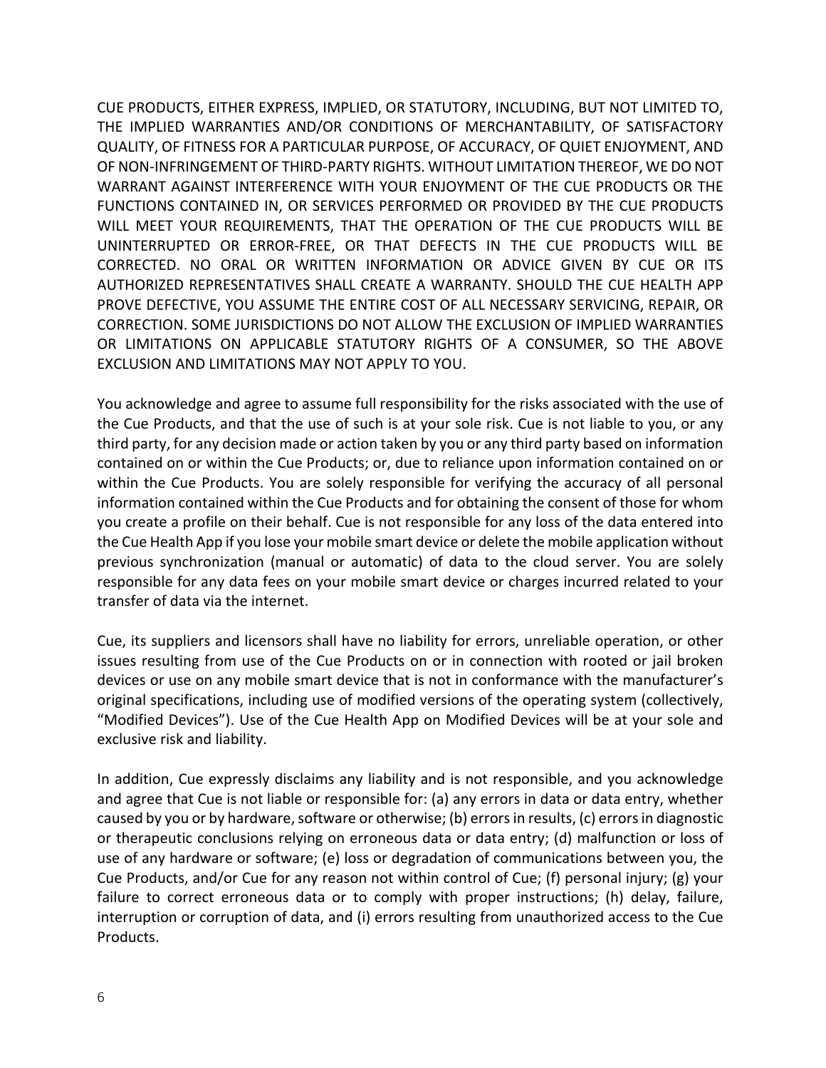CUE PRODUCTS, EITHER EXPRESS, IMPLIED, OR STATUTORY, INCLUDING, BUT NOT LIMITED TO, THE IMPLIED WARRANTIES AND/OR CONDITIONS OF MERCHANTABILITY, OF SATISFACTORY QUALITY, OF FITNESS FOR A PARTICULAR PURPOSE, OF ACCURACY, OF QUIET ENJOYMENT, AND OF NON-INFRINGEMENT OF THIRD-PARTY RIGHTS. WITHOUT LIMITATION THEREOF, WE DO NOT WARRANT AGAINST INTERFERENCE WITH YOUR ENJOYMENT OF THE CUE PRODUCTS OR THE FUNCTIONS CONTAINED IN, OR SERVICES PERFORMED OR PROVIDED BY THE CUE PRODUCTS WILL MEET YOUR REQUIREMENTS, THAT THE OPERATION OF THE CUE PRODUCTS WILL BE UNINTERRUPTED OR ERROR-FREE, OR THAT DEFECTS IN THE CUE PRODUCTS WILL BE CORRECTED. NO ORAL OR WRITTEN INFORMATION OR ADVICE GIVEN BY CUE OR ITS AUTHORIZED REPRESENTATIVES SHALL CREATE A WARRANTY. SHOULD THE CUE HEALTH APP PROVE DEFECTIVE, YOU ASSUME THE ENTIRE COST OF ALL NECESSARY SERVICING, REPAIR, OR CORRECTION. SOME JURISDICTIONS DO NOT ALLOW THE EXCLUSION OF IMPLIED WARRANTIES OR LIMITATIONS ON APPLICABLE STATUTORY RIGHTS OF A CONSUMER, SO THE ABOVE EXCLUSION AND LIMITATIONS MAY NOT APPLY TO YOU.

You acknowledge and agree to assume full responsibility for the risks associated with the use of the Cue Products, and that the use of such is at your sole risk. Cue is not liable to you, or any third party, for any decision made or action taken by you or any third party based on information contained on or within the Cue Products; or, due to reliance upon information contained on or within the Cue Products. You are solely responsible for verifying the accuracy of all personal information contained within the Cue Products and for obtaining the consent of those for whom you create a profile on their behalf. Cue is not responsible for any loss of the data entered into the Cue Health App if you lose your mobile smart device or delete the mobile application without previous synchronization (manual or automatic) of data to the cloud server. You are solely responsible for any data fees on your mobile smart device or charges incurred related to your transfer of data via the internet.

Cue, its suppliers and licensors shall have no liability for errors, unreliable operation, or other issues resulting from use of the Cue Products on or in connection with rooted or jail broken devices or use on any mobile smart device that is not in conformance with the manufacturer's original specifications, including use of modified versions of the operating system (collectively, "Modified Devices"). Use of the Cue Health App on Modified Devices will be at your sole and exclusive risk and liability.

In addition, Cue expressly disclaims any liability and is not responsible, and you acknowledge and agree that Cue is not liable or responsible for: (a) any errors in data or data entry, whether caused by you or by hardware, software or otherwise; (b) errors in results, (c) errors in diagnostic or therapeutic conclusions relying on erroneous data or data entry; (d) malfunction or loss of use of any hardware or software; (e) loss or degradation of communications between you, the Cue Products, and/or Cue for any reason not within control of Cue; (f) personal injury; (g) your failure to correct erroneous data or to comply with proper instructions; (h) delay, failure, interruption or corruption of data, and (i) errors resulting from unauthorized access to the Cue Products.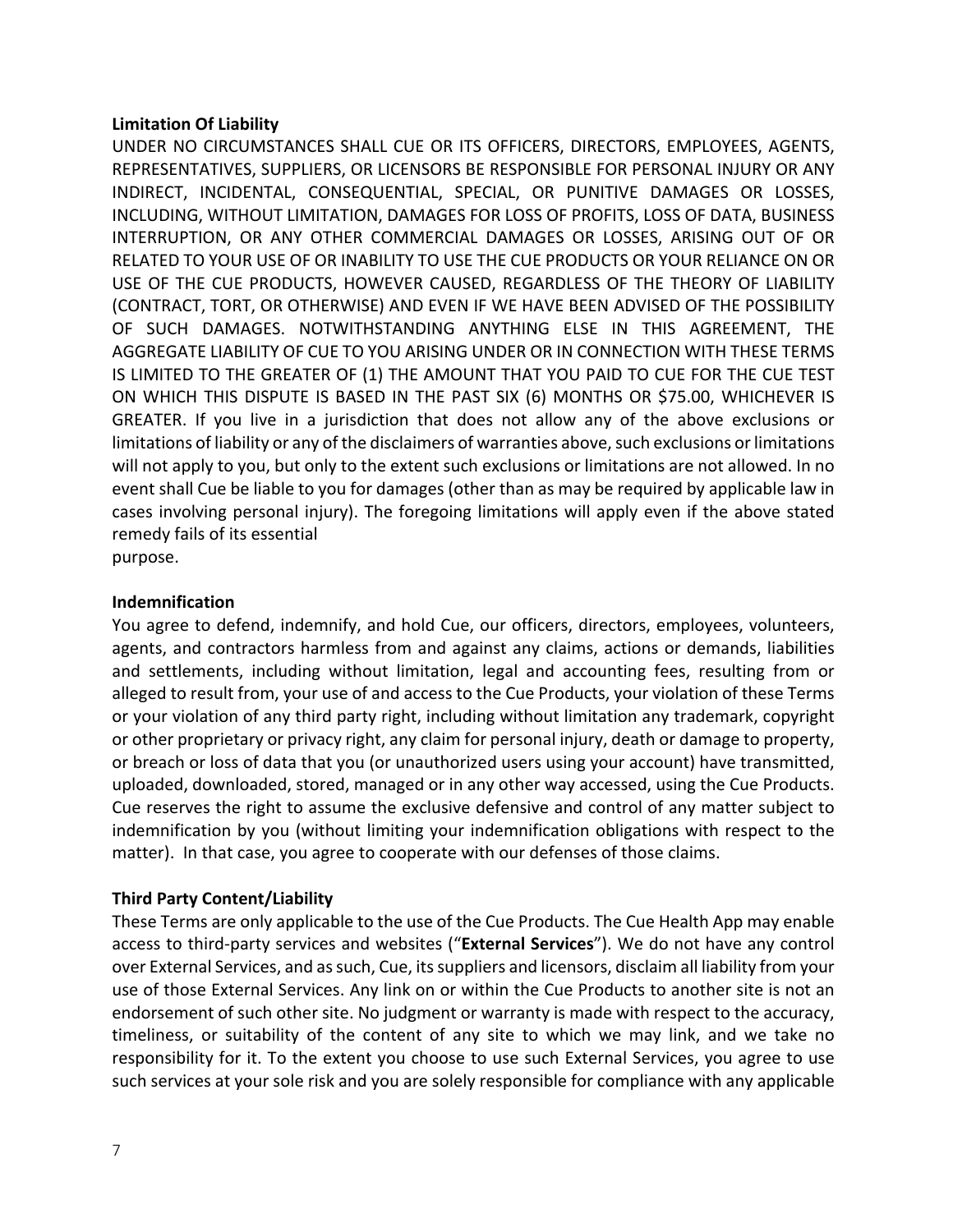**Limitation Of Liability**

UNDER NO CIRCUMSTANCES SHALL CUE OR ITS OFFICERS, DIRECTORS, EMPLOYEES, AGENTS, REPRESENTATIVES, SUPPLIERS, OR LICENSORS BE RESPONSIBLE FOR PERSONAL INJURY OR ANY INDIRECT, INCIDENTAL, CONSEQUENTIAL, SPECIAL, OR PUNITIVE DAMAGES OR LOSSES, INCLUDING, WITHOUT LIMITATION, DAMAGES FOR LOSS OF PROFITS, LOSS OF DATA, BUSINESS INTERRUPTION, OR ANY OTHER COMMERCIAL DAMAGES OR LOSSES, ARISING OUT OF OR RELATED TO YOUR USE OF OR INABILITY TO USE THE CUE PRODUCTS OR YOUR RELIANCE ON OR USE OF THE CUE PRODUCTS, HOWEVER CAUSED, REGARDLESS OF THE THEORY OF LIABILITY (CONTRACT, TORT, OR OTHERWISE) AND EVEN IF WE HAVE BEEN ADVISED OF THE POSSIBILITY OF SUCH DAMAGES. NOTWITHSTANDING ANYTHING ELSE IN THIS AGREEMENT, THE AGGREGATE LIABILITY OF CUE TO YOU ARISING UNDER OR IN CONNECTION WITH THESE TERMS IS LIMITED TO THE GREATER OF (1) THE AMOUNT THAT YOU PAID TO CUE FOR THE CUE TEST ON WHICH THIS DISPUTE IS BASED IN THE PAST SIX (6) MONTHS OR $75.00, WHICHEVER IS GREATER. If you live in a jurisdiction that does not allow any of the above exclusions or limitations of liability or any of the disclaimers of warranties above, such exclusions or limitations will not apply to you, but only to the extent such exclusions or limitations are not allowed. In no event shall Cue be liable to you for damages (other than as may be required by applicable law in cases involving personal injury). The foregoing limitations will apply even if the above stated remedy fails of its essential purpose.

**Indemnification**

You agree to defend, indemnify, and hold Cue, our officers, directors, employees, volunteers, agents, and contractors harmless from and against any claims, actions or demands, liabilities and settlements, including without limitation, legal and accounting fees, resulting from or alleged to result from, your use of and access to the Cue Products, your violation of these Terms or your violation of any third party right, including without limitation any trademark, copyright or other proprietary or privacy right, any claim for personal injury, death or damage to property, or breach or loss of data that you (or unauthorized users using your account) have transmitted, uploaded, downloaded, stored, managed or in any other way accessed, using the Cue Products. Cue reserves the right to assume the exclusive defensive and control of any matter subject to indemnification by you (without limiting your indemnification obligations with respect to the matter). In that case, you agree to cooperate with our defenses of those claims.

**Third Party Content/Liability**

These Terms are only applicable to the use of the Cue Products. The Cue Health App may enable access to third-party services and websites ("**External Services**"). We do not have any control over External Services, and as such, Cue, its suppliers and licensors, disclaim all liability from your use of those External Services. Any link on or within the Cue Products to another site is not an endorsement of such other site. No judgment or warranty is made with respect to the accuracy, timeliness, or suitability of the content of any site to which we may link, and we take no responsibility for it. To the extent you choose to use such External Services, you agree to use such services at your sole risk and you are solely responsible for compliance with any applicable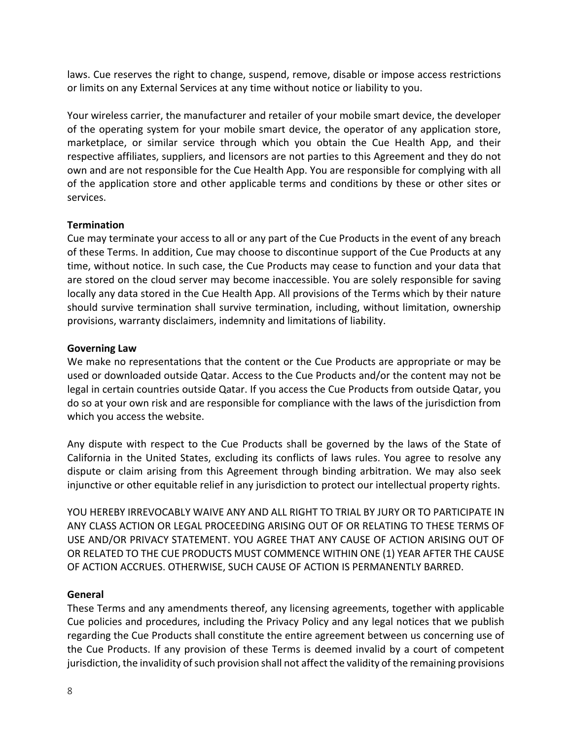laws. Cue reserves the right to change, suspend, remove, disable or impose access restrictions or limits on any External Services at any time without notice or liability to you.

Your wireless carrier, the manufacturer and retailer of your mobile smart device, the developer of the operating system for your mobile smart device, the operator of any application store, marketplace, or similar service through which you obtain the Cue Health App, and their respective affiliates, suppliers, and licensors are not parties to this Agreement and they do not own and are not responsible for the Cue Health App. You are responsible for complying with all of the application store and other applicable terms and conditions by these or other sites or services.

**Termination**

Cue may terminate your access to all or any part of the Cue Products in the event of any breach of these Terms. In addition, Cue may choose to discontinue support of the Cue Products at any time, without notice. In such case, the Cue Products may cease to function and your data that are stored on the cloud server may become inaccessible. You are solely responsible for saving locally any data stored in the Cue Health App. All provisions of the Terms which by their nature should survive termination shall survive termination, including, without limitation, ownership provisions, warranty disclaimers, indemnity and limitations of liability.

**Governing Law**

We make no representations that the content or the Cue Products are appropriate or may be used or downloaded outside Qatar. Access to the Cue Products and/or the content may not be legal in certain countries outside Qatar. If you access the Cue Products from outside Qatar, you do so at your own risk and are responsible for compliance with the laws of the jurisdiction from which you access the website.

Any dispute with respect to the Cue Products shall be governed by the laws of the State of California in the United States, excluding its conflicts of laws rules. You agree to resolve any dispute or claim arising from this Agreement through binding arbitration. We may also seek injunctive or other equitable relief in any jurisdiction to protect our intellectual property rights.

YOU HEREBY IRREVOCABLY WAIVE ANY AND ALL RIGHT TO TRIAL BY JURY OR TO PARTICIPATE IN ANY CLASS ACTION OR LEGAL PROCEEDING ARISING OUT OF OR RELATING TO THESE TERMS OF USE AND/OR PRIVACY STATEMENT. YOU AGREE THAT ANY CAUSE OF ACTION ARISING OUT OF OR RELATED TO THE CUE PRODUCTS MUST COMMENCE WITHIN ONE (1) YEAR AFTER THE CAUSE OF ACTION ACCRUES. OTHERWISE, SUCH CAUSE OF ACTION IS PERMANENTLY BARRED.

**General**

These Terms and any amendments thereof, any licensing agreements, together with applicable Cue policies and procedures, including the Privacy Policy and any legal notices that we publish regarding the Cue Products shall constitute the entire agreement between us concerning use of the Cue Products. If any provision of these Terms is deemed invalid by a court of competent jurisdiction, the invalidity of such provision shall not affect the validity of the remaining provisions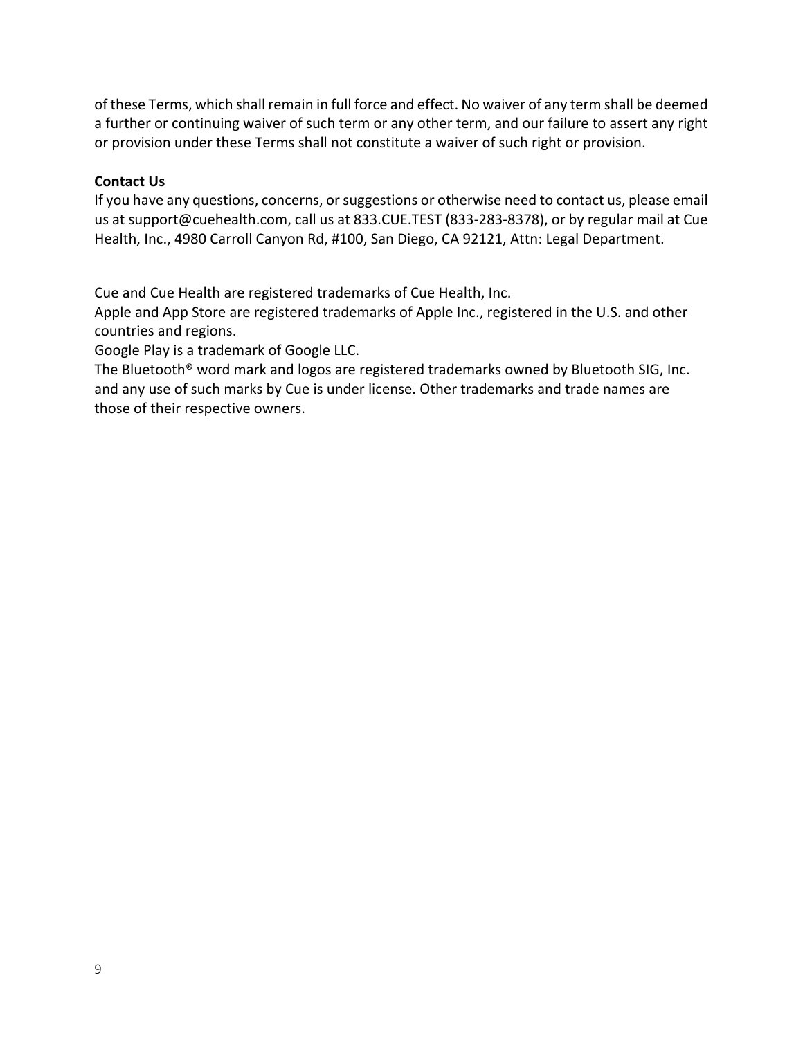of these Terms, which shall remain in full force and effect. No waiver of any term shall be deemed a further or continuing waiver of such term or any other term, and our failure to assert any right or provision under these Terms shall not constitute a waiver of such right or provision.

**Contact Us**

If you have any questions, concerns, or suggestions or otherwise need to contact us, please email us at support@cuehealth.com, call us at 833.CUE.TEST (833-283-8378), or by regular mail at Cue Health, Inc., 4980 Carroll Canyon Rd, #100, San Diego, CA 92121, Attn: Legal Department.

Cue and Cue Health are registered trademarks of Cue Health, Inc.
Apple and App Store are registered trademarks of Apple Inc., registered in the U.S. and other countries and regions.
Google Play is a trademark of Google LLC.
The Bluetooth® word mark and logos are registered trademarks owned by Bluetooth SIG, Inc. and any use of such marks by Cue is under license. Other trademarks and trade names are those of their respective owners.